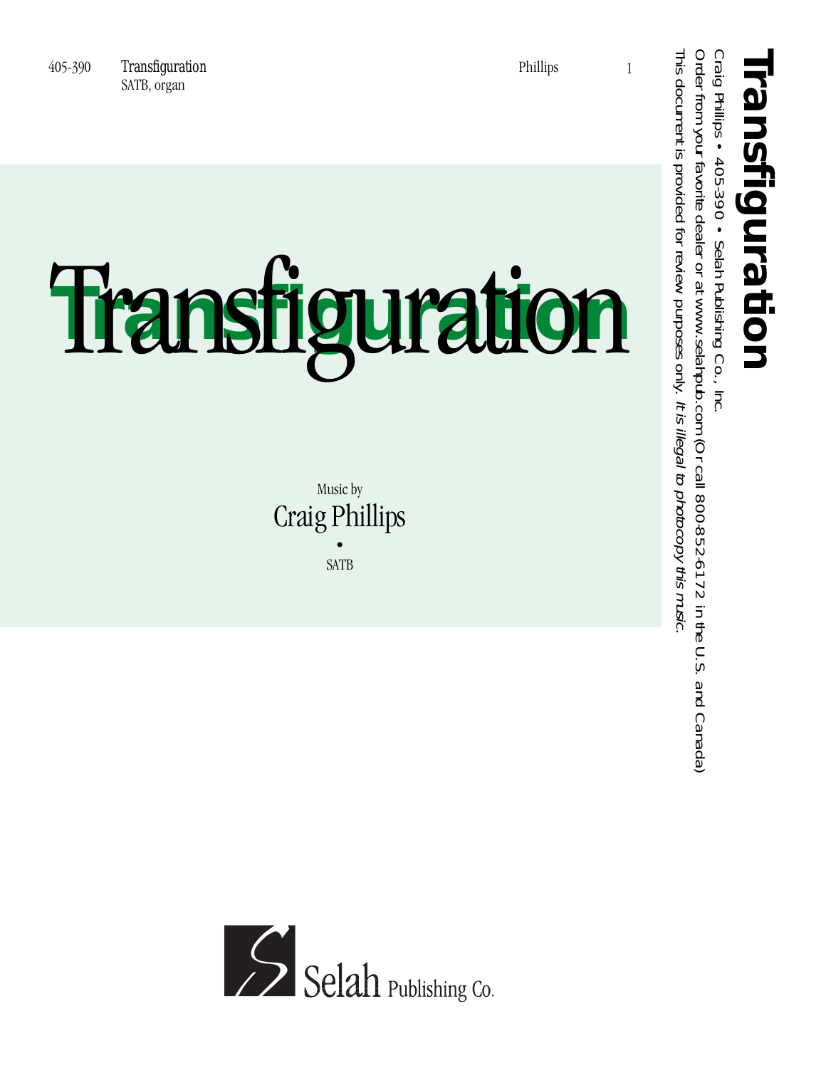# Transfiguration

Music by

Craig Phillips

•

SATB

Selah Publishing Co.

**Transfiguration**

Craig Phillips • 405-390 • Selah Publishing Co., Inc.

Order from your favorite dealer or at www.selahpub.com (Or call 800-852-6172 in the U.S. and Canada)

This document is provided for review purposes only. *It is illegal to photocopy this music.*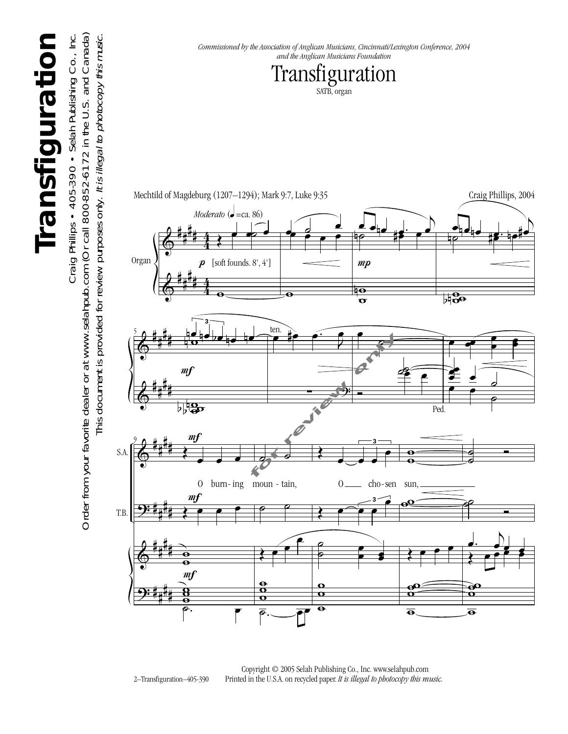Commissioned by the Association of Anglican Musicians, Cincinnati/Lexington Conference, 2004
and the Anglican Musicians Foundation

# Transfiguration

SATB, organ

Mechtild of Magdeburg (1207–1294); Mark 9:7, Luke 9:35

Craig Phillips, 2004

*Moderato* (♩=ca. 86)

Organ

*p* [soft founds. 8', 4']

*mp*

*mf*

ten.

Ped.

S.A.

T.B.

*mf*

O burn-ing moun-tain, O cho-sen sun,

Copyright © 2005 Selah Publishing Co., Inc. www.selahpub.com
Printed in the U.S.A. on recycled paper. *It is illegal to photocopy this music.*

2–Transfiguration–405-390

**Transfiguration**

Craig Phillips • 405-390 • Selah Publishing Co., Inc.

Order from your favorite dealer or at www.selahpub.com (Or call 800-852-6172 in the U.S. and Canada)

This document is provided for review purposes only. *It is illegal to photocopy this music.*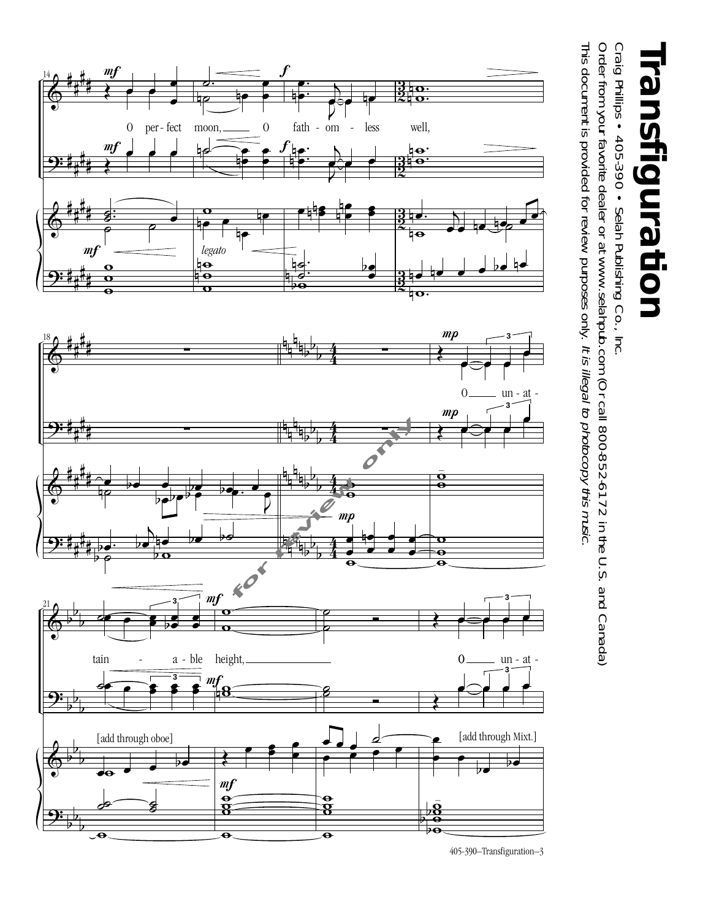# Transfiguration

Craig Phillips • 405-390 • Selah Publishing Co., Inc.

Order from your favorite dealer or at www.selahpub.com (Or call 800-852-6172 in the U.S. and Canada)

This document is provided for review purposes only. *It is illegal to photocopy this music.*

O per - fect moon, O fath - om - less well,

O un - at - tain - a - ble height,

O un - at -

[add through oboe]

[add through Mixt.]

*legato*

for review only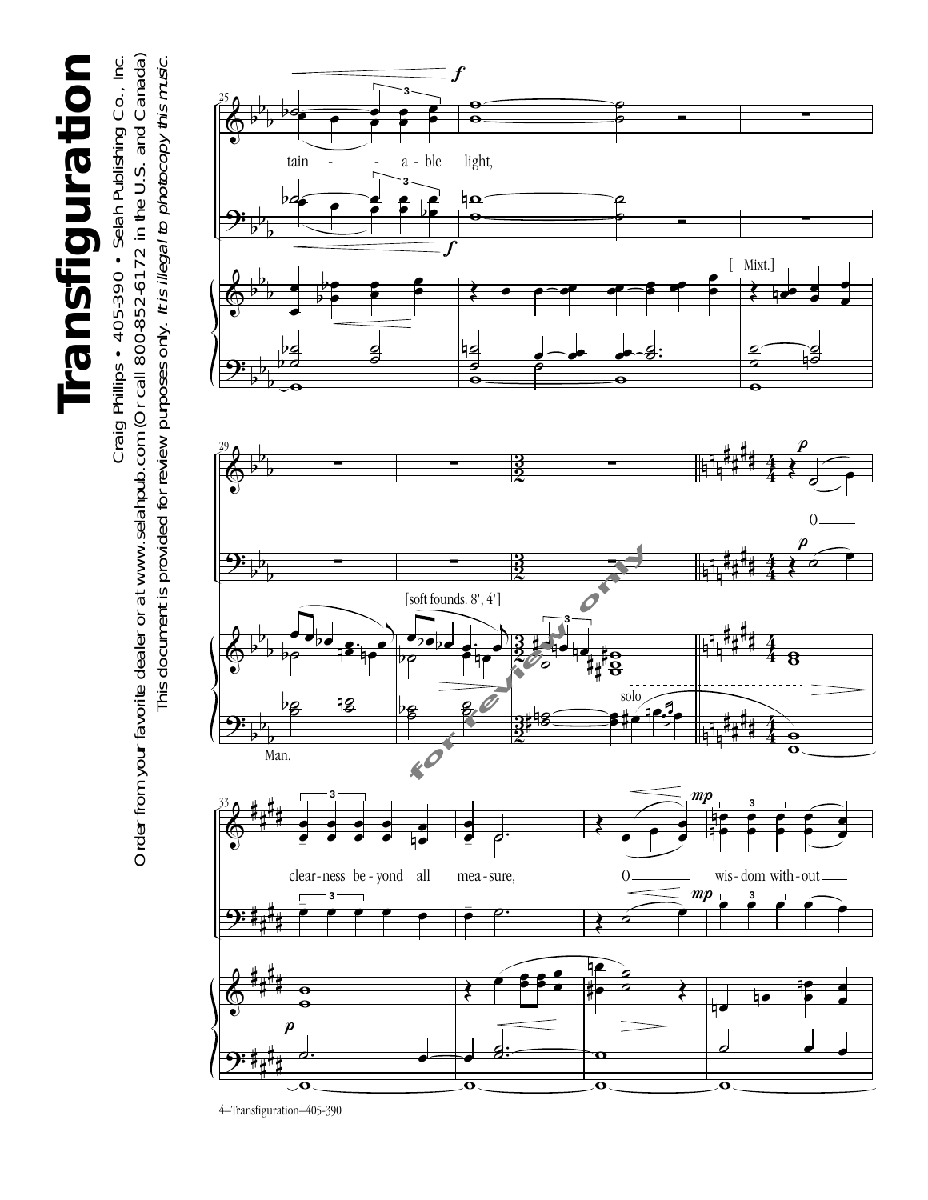# Transfiguration

Craig Phillips • 405-390 • Selah Publishing Co., Inc.

Order from your favorite dealer or at www.selahpub.com (Or call 800-852-6172 in the U.S. and Canada)

This document is provided for review purposes only. *It is illegal to photocopy this music.*

tain - - a - ble light,

[ - Mixt.]

[soft founds. 8', 4']

solo

Man.

O

clear - ness be - yond all mea - sure,

O wis - dom with - out

for review only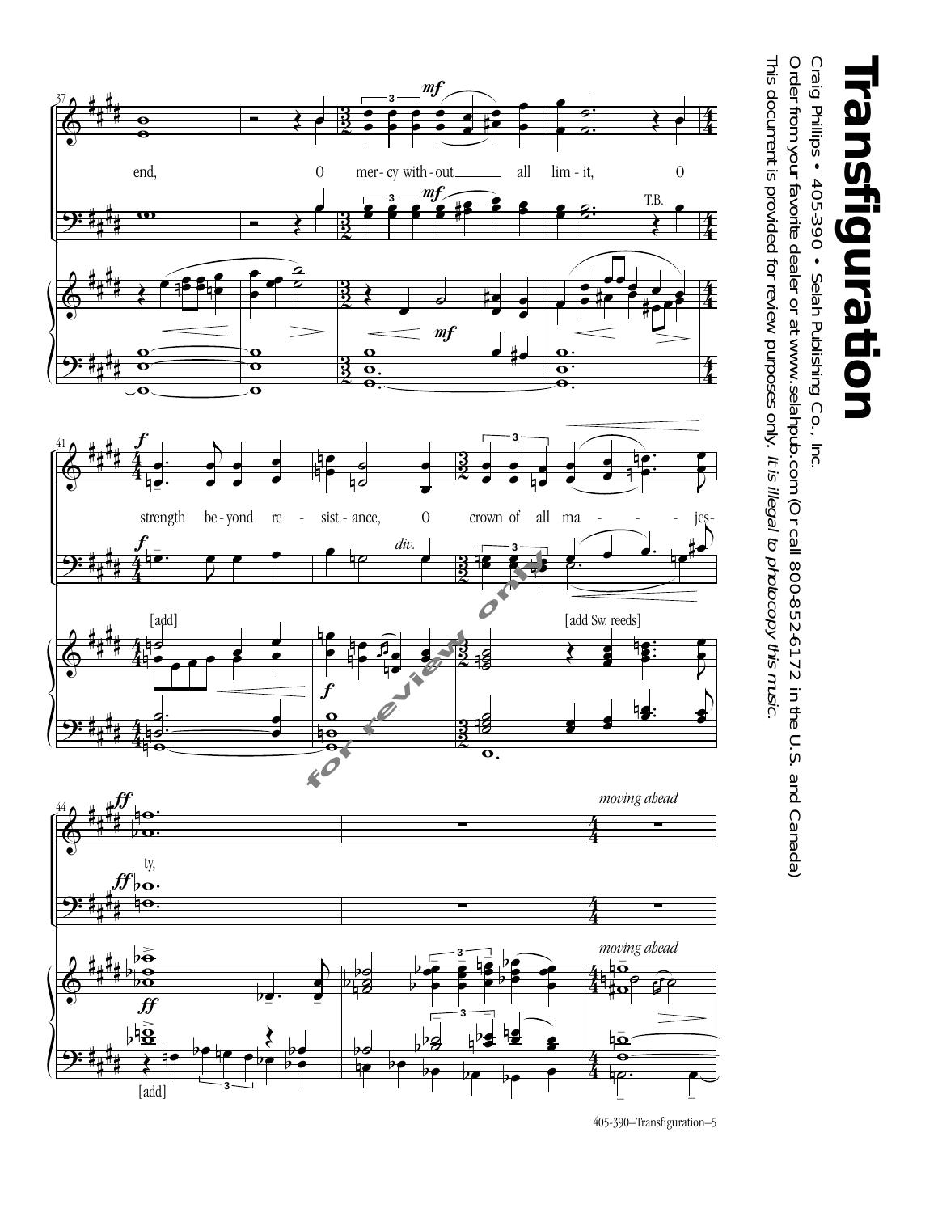# Transfiguration

Craig Phillips • 405-390 • Selah Publishing Co., Inc.

Order from your favorite dealer or at www.selahpub.com (Or call 800-852-6172 in the U.S. and Canada)

This document is provided for review purposes only. *It is illegal to photocopy this music.*

37

end, O mer - cy with - out all lim - it, O

T.B.

41

strength be - yond re - sist - ance, O crown of all ma - - - - jes-

*div.*

[add] [add Sw. reeds]

44

ty,

*moving ahead*

[add]

405-390–Transfiguration–5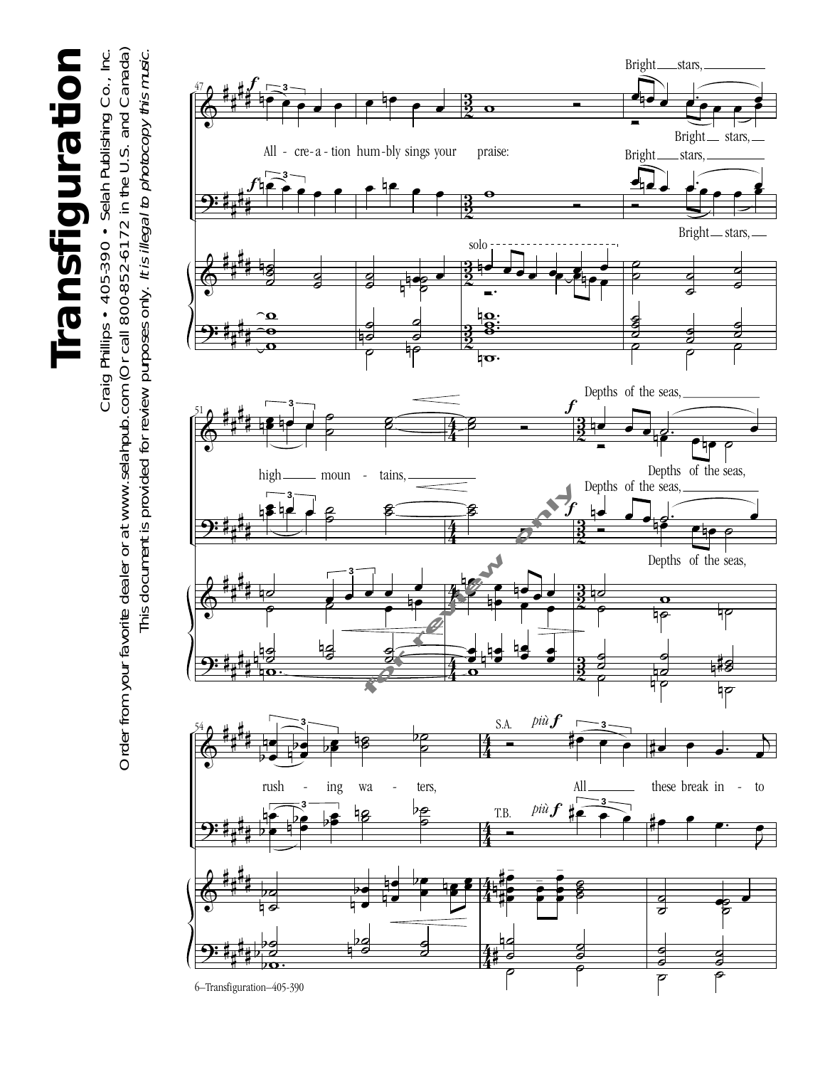# Transfiguration

Craig Phillips • 405-390 • Selah Publishing Co., Inc.

Order from your favorite dealer or at www.selahpub.com (Or call 800-852-6172 in the U.S. and Canada)

This document is provided for review purposes only. *It is illegal to photocopy this music.*

All - cre - a - tion hum - bly sings your praise: Bright stars, Bright stars, Bright stars, Bright stars,

high moun - tains, Depths of the seas, Depths of the seas, Depths of the seas, Depths of the seas,

rush - ing wa - ters, All these break in - to

for review only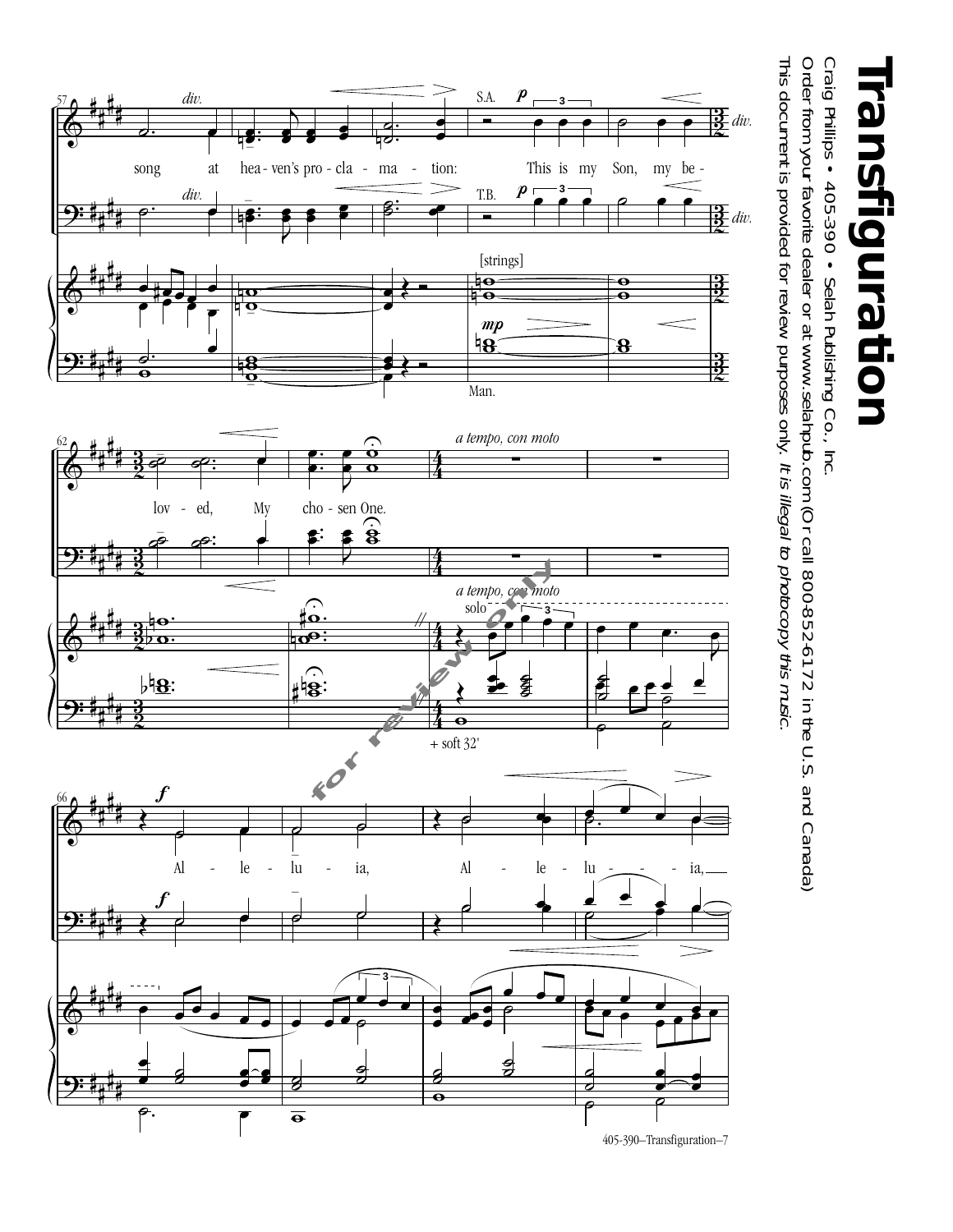# Transfiguration

Craig Phillips • 405-390 • Selah Publishing Co., Inc.

Order from your favorite dealer or at www.selahpub.com (Or call 800-852-6172 in the U.S. and Canada)

This document is provided for review purposes only. *It is illegal to photocopy this music.*

song at hea - ven's pro - cla - ma - tion: This is my Son, my be - lov - ed, My cho - sen One.

Al - le - lu - ia, Al - le - lu - - - - ia,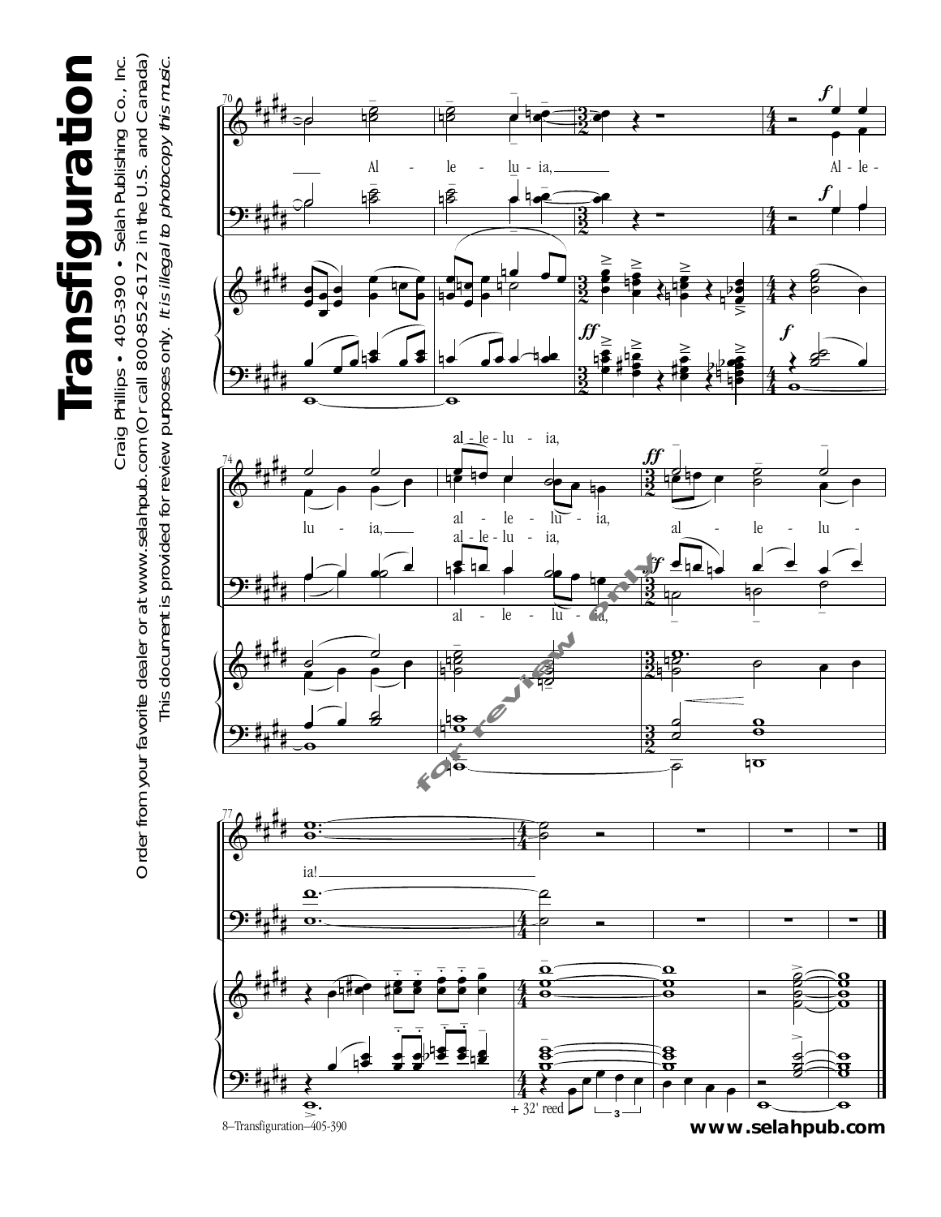# Transfiguration

Craig Phillips • 405-390 • Selah Publishing Co., Inc.

Order from your favorite dealer or at www.selahpub.com (Or call 800-852-6172 in the U.S. and Canada)

This document is provided for review purposes only. *It is illegal to photocopy this music.*

Al - le - lu - ia, Al - le - lu - ia, al - le - lu - ia, al - le - lu - ia, al - le - lu - ia! al - le - lu - ia, al - le - lu - ia,

+ 32' reed

for review only

8—Transfiguration—405-390

**www.selahpub.com**